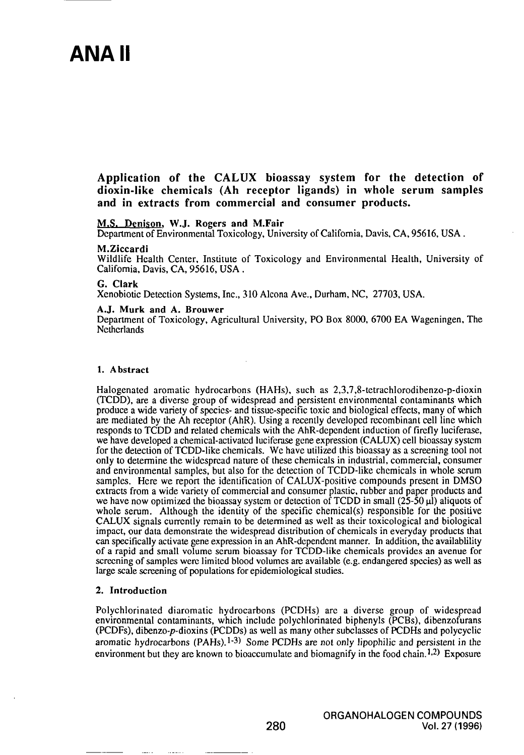# ANA II

## Application of the CALUX bioassay system for the detection of dioxin-like chemicals (Ah receptor ligands) in whole serum samples and in extracts from commercial and consumer products.

**M.S. Denison, W.J. Rogers and M.Fair**
Department of Environmental Toxicology, University of California, Davis, CA, 95616, USA.

**M.Ziccardi**
Wildlife Health Center, Institute of Toxicology and Environmental Health, University of California, Davis, CA, 95616, USA.

**G. Clark**
Xenobiotic Detection Systems, Inc., 310 Alcona Ave., Durham, NC, 27703, USA.

**A.J. Murk and A. Brouwer**
Department of Toxicology, Agricultural University, PO Box 8000, 6700 EA Wageningen, The Netherlands

### 1. Abstract

Halogenated aromatic hydrocarbons (HAHs), such as 2,3,7,8-tetrachlorodibenzo-p-dioxin (TCDD), are a diverse group of widespread and persistent environmental contaminants which produce a wide variety of species- and tissue-specific toxic and biological effects, many of which are mediated by the Ah receptor (AhR). Using a recently developed recombinant cell line which responds to TCDD and related chemicals with the AhR-dependent induction of firefly luciferase, we have developed a chemical-activated luciferase gene expression (CALUX) cell bioassay system for the detection of TCDD-like chemicals. We have utilized this bioassay as a screening tool not only to determine the widespread nature of these chemicals in industrial, commercial, consumer and environmental samples, but also for the detection of TCDD-like chemicals in whole serum samples. Here we report the identification of CALUX-positive compounds present in DMSO extracts from a wide variety of commercial and consumer plastic, rubber and paper products and we have now optimized the bioassay system or detection of TCDD in small (25-50 μl) aliquots of whole serum. Although the identity of the specific chemical(s) responsible for the positive CALUX signals currently remain to be determined as well as their toxicological and biological impact, our data demonstrate the widespread distribution of chemicals in everyday products that can specifically activate gene expression in an AhR-dependent manner. In addition, the availablility of a rapid and small volume serum bioassay for TCDD-like chemicals provides an avenue for screening of samples were limited blood volumes are available (e.g. endangered species) as well as large scale screening of populations for epidemiological studies.

### 2. Introduction

Polychlorinated diaromatic hydrocarbons (PCDHs) are a diverse group of widespread environmental contaminants, which include polychlorinated biphenyls (PCBs), dibenzofurans (PCDFs), dibenzo-*p*-dioxins (PCDDs) as well as many other subclasses of PCDHs and polycyclic aromatic hydrocarbons (PAHs).[1-3] Some PCDHs are not only lipophilic and persistent in the environment but they are known to bioaccumulate and biomagnify in the food chain.[1,2] Exposure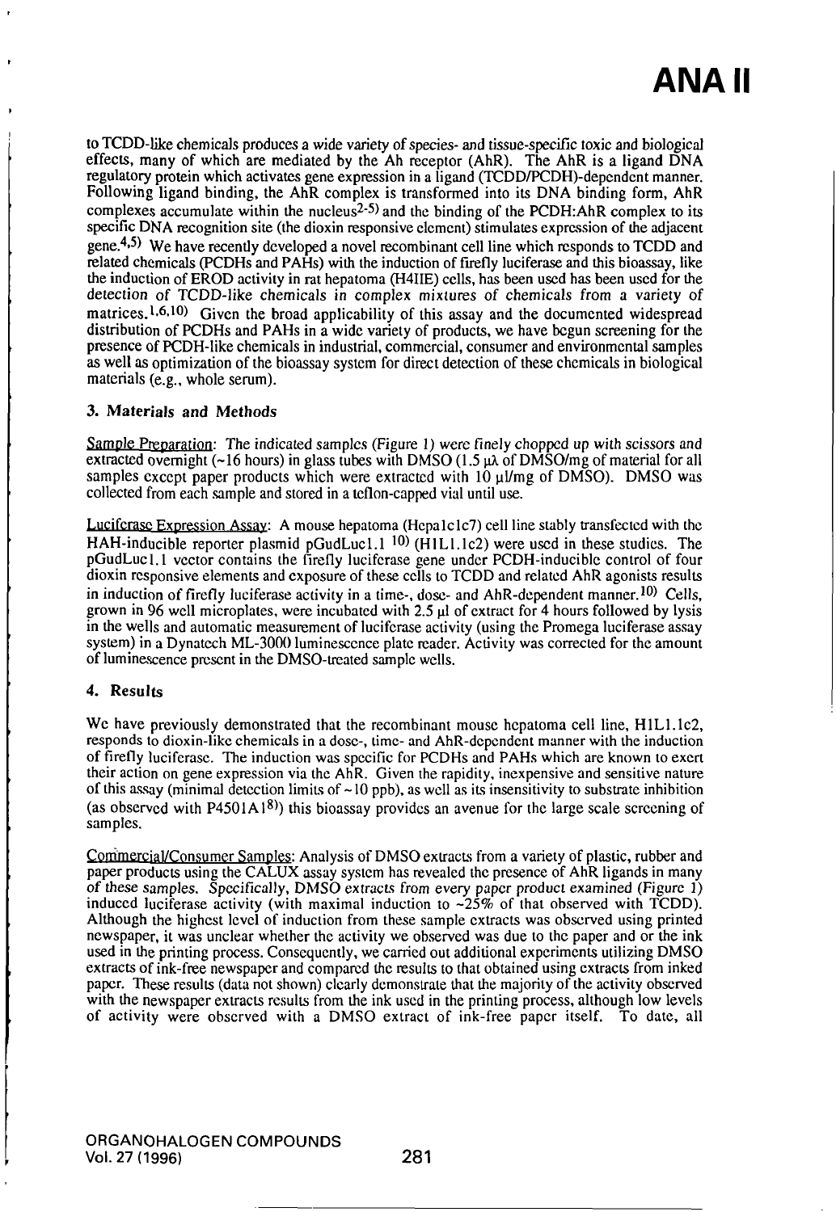to TCDD-like chemicals produces a wide variety of species- and tissue-specific toxic and biological effects, many of which are mediated by the Ah receptor (AhR). The AhR is a ligand DNA regulatory protein which activates gene expression in a ligand (TCDD/PCDH)-dependent manner. Following ligand binding, the AhR complex is transformed into its DNA binding form, AhR complexes accumulate within the nucleus[2-5] and the binding of the PCDH:AhR complex to its specific DNA recognition site (the dioxin responsive element) stimulates expression of the adjacent gene.[4,5] We have recently developed a novel recombinant cell line which responds to TCDD and related chemicals (PCDHs and PAHs) with the induction of firefly luciferase and this bioassay, like the induction of EROD activity in rat hepatoma (H4IIE) cells, has been used has been used for the detection of TCDD-like chemicals in complex mixtures of chemicals from a variety of matrices.[1,6,10] Given the broad applicability of this assay and the documented widespread distribution of PCDHs and PAHs in a wide variety of products, we have begun screening for the presence of PCDH-like chemicals in industrial, commercial, consumer and environmental samples as well as optimization of the bioassay system for direct detection of these chemicals in biological materials (e.g., whole serum).

### 3. Materials and Methods

Sample Preparation: The indicated samples (Figure 1) were finely chopped up with scissors and extracted overnight (~16 hours) in glass tubes with DMSO (1.5 µλ of DMSO/mg of material for all samples except paper products which were extracted with 10 µl/mg of DMSO). DMSO was collected from each sample and stored in a teflon-capped vial until use.

Luciferase Expression Assay: A mouse hepatoma (Hepa1c1c7) cell line stably transfected with the HAH-inducible reporter plasmid pGudLuc1.1 [10] (H1L1.1c2) were used in these studies. The pGudLuc1.1 vector contains the firefly luciferase gene under PCDH-inducible control of four dioxin responsive elements and exposure of these cells to TCDD and related AhR agonists results in induction of firefly luciferase activity in a time-, dose- and AhR-dependent manner.[10] Cells, grown in 96 well microplates, were incubated with 2.5 µl of extract for 4 hours followed by lysis in the wells and automatic measurement of luciferase activity (using the Promega luciferase assay system) in a Dynatech ML-3000 luminescence plate reader. Activity was corrected for the amount of luminescence present in the DMSO-treated sample wells.

### 4. Results

We have previously demonstrated that the recombinant mouse hepatoma cell line, H1L1.1c2, responds to dioxin-like chemicals in a dose-, time- and AhR-dependent manner with the induction of firefly luciferase. The induction was specific for PCDHs and PAHs which are known to exert their action on gene expression via the AhR. Given the rapidity, inexpensive and sensitive nature of this assay (minimal detection limits of ~10 ppb), as well as its insensitivity to substrate inhibition (as observed with P4501A1[8]) this bioassay provides an avenue for the large scale screening of samples.

Commercial/Consumer Samples: Analysis of DMSO extracts from a variety of plastic, rubber and paper products using the CALUX assay system has revealed the presence of AhR ligands in many of these samples. Specifically, DMSO extracts from every paper product examined (Figure 1) induced luciferase activity (with maximal induction to ~25% of that observed with TCDD). Although the highest level of induction from these sample extracts was observed using printed newspaper, it was unclear whether the activity we observed was due to the paper and or the ink used in the printing process. Consequently, we carried out additional experiments utilizing DMSO extracts of ink-free newspaper and compared the results to that obtained using extracts from inked paper. These results (data not shown) clearly demonstrate that the majority of the activity observed with the newspaper extracts results from the ink used in the printing process, although low levels of activity were observed with a DMSO extract of ink-free paper itself. To date, all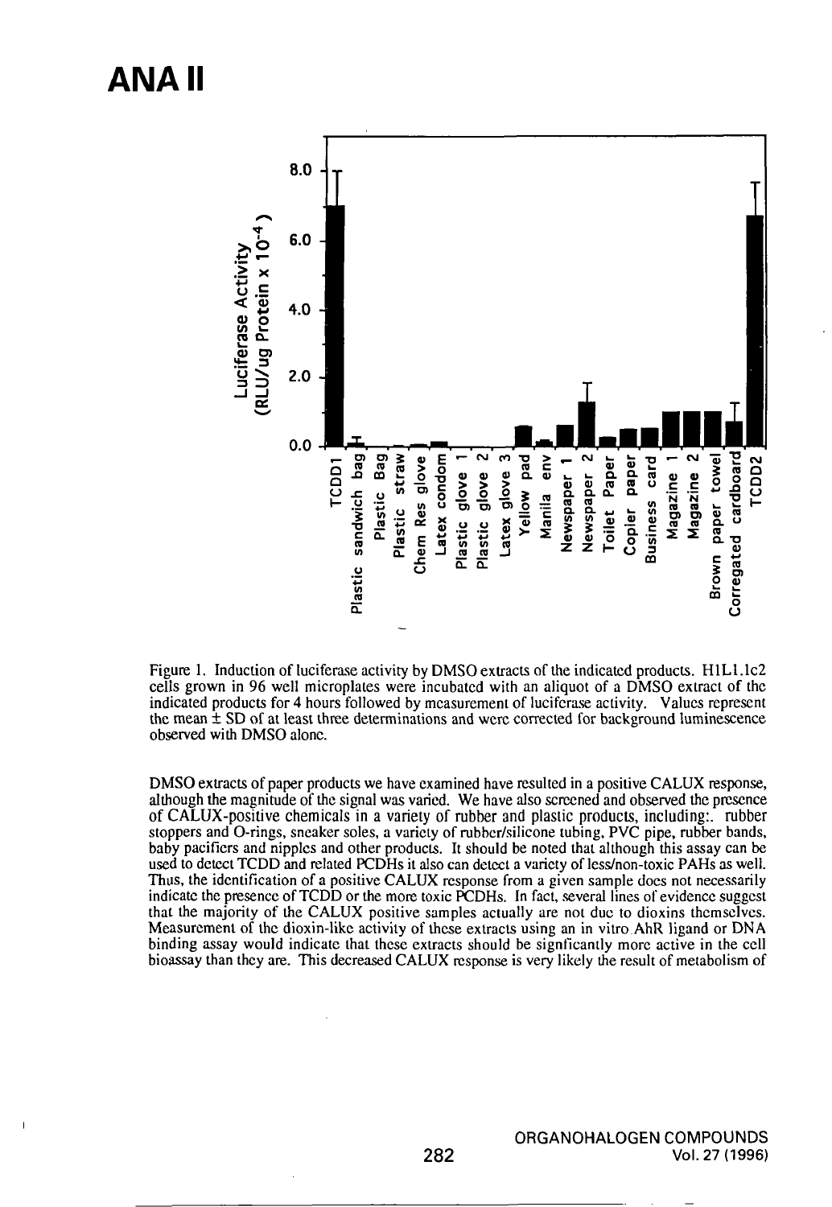# ANA II

Figure 1. Induction of luciferase activity by DMSO extracts of the indicated products. H1L1.1c2 cells grown in 96 well microplates were incubated with an aliquot of a DMSO extract of the indicated products for 4 hours followed by measurement of luciferase activity. Values represent the mean ± SD of at least three determinations and were corrected for background luminescence observed with DMSO alone.

DMSO extracts of paper products we have examined have resulted in a positive CALUX response, although the magnitude of the signal was varied. We have also screened and observed the presence of CALUX-positive chemicals in a variety of rubber and plastic products, including:. rubber stoppers and O-rings, sneaker soles, a variety of rubber/silicone tubing, PVC pipe, rubber bands, baby pacifiers and nipples and other products. It should be noted that although this assay can be used to detect TCDD and related PCDHs it also can detect a variety of less/non-toxic PAHs as well. Thus, the identification of a positive CALUX response from a given sample does not necessarily indicate the presence of TCDD or the more toxic PCDHs. In fact, several lines of evidence suggest that the majority of the CALUX positive samples actually are not due to dioxins themselves. Measurement of the dioxin-like activity of these extracts using an in vitro AhR ligand or DNA binding assay would indicate that these extracts should be signficantly more active in the cell bioassay than they are. This decreased CALUX response is very likely the result of metabolism of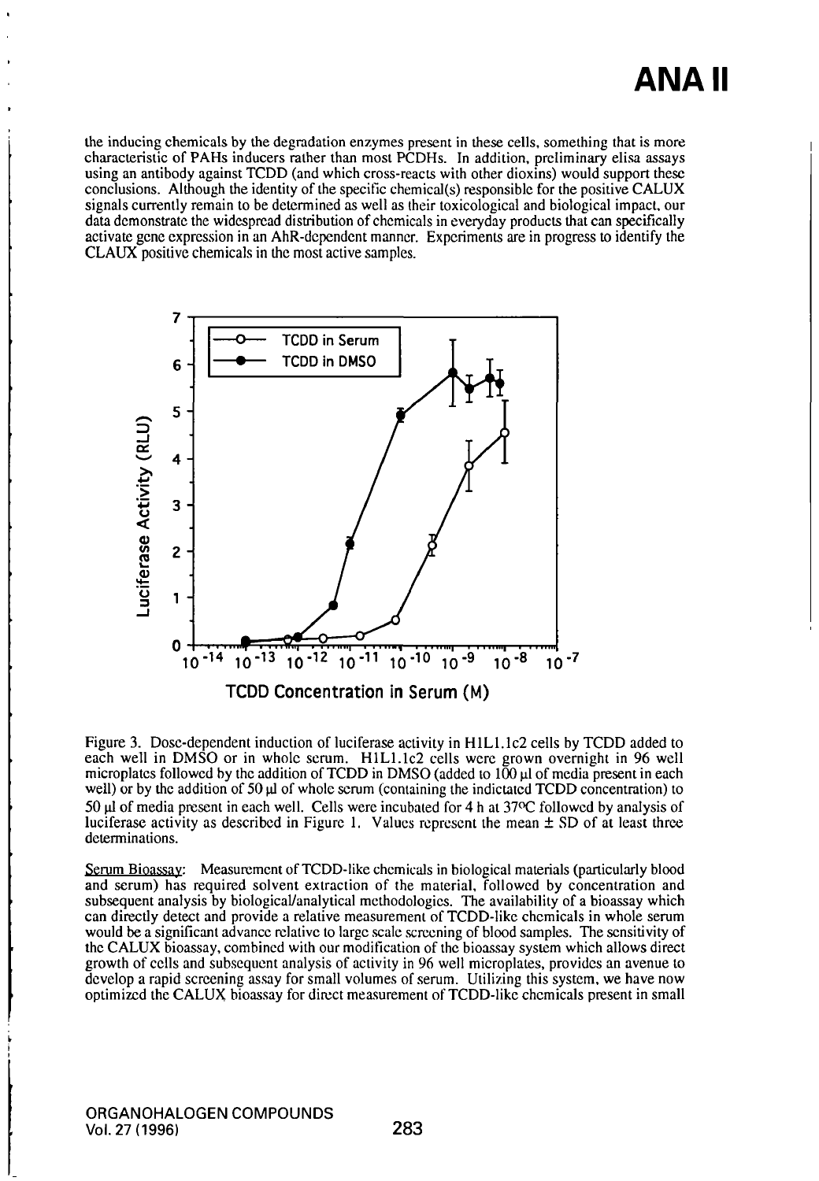the inducing chemicals by the degradation enzymes present in these cells, something that is more characteristic of PAHs inducers rather than most PCDHs. In addition, preliminary elisa assays using an antibody against TCDD (and which cross-reacts with other dioxins) would support these conclusions. Although the identity of the specific chemical(s) responsible for the positive CALUX signals currently remain to be determined as well as their toxicological and biological impact, our data demonstrate the widespread distribution of chemicals in everyday products that can specifically activate gene expression in an AhR-dependent manner. Experiments are in progress to identify the CLAUX positive chemicals in the most active samples.

Figure 3. Dose-dependent induction of luciferase activity in H1L1.1c2 cells by TCDD added to each well in DMSO or in whole serum. H1L1.1c2 cells were grown overnight in 96 well microplates followed by the addition of TCDD in DMSO (added to 100 µl of media present in each well) or by the addition of 50 µl of whole serum (containing the indictated TCDD concentration) to 50 µl of media present in each well. Cells were incubated for 4 h at 37°C followed by analysis of luciferase activity as described in Figure 1. Values represent the mean ± SD of at least three determinations.

Serum Bioassay: Measurement of TCDD-like chemicals in biological materials (particularly blood and serum) has required solvent extraction of the material, followed by concentration and subsequent analysis by biological/analytical methodologies. The availability of a bioassay which can directly detect and provide a relative measurement of TCDD-like chemicals in whole serum would be a significant advance relative to large scale screening of blood samples. The sensitivity of the CALUX bioassay, combined with our modification of the bioassay system which allows direct growth of cells and subsequent analysis of activity in 96 well microplates, provides an avenue to develop a rapid screening assay for small volumes of serum. Utilizing this system, we have now optimized the CALUX bioassay for direct measurement of TCDD-like chemicals present in small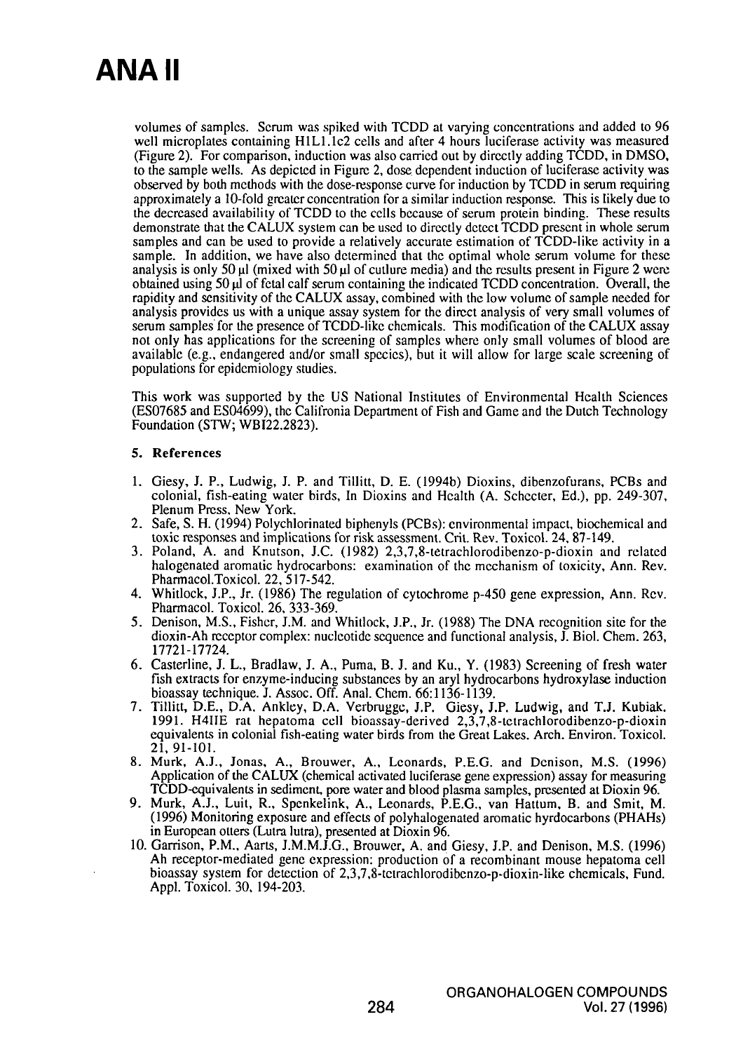volumes of samples. Serum was spiked with TCDD at varying concentrations and added to 96 well microplates containing H1L1.1c2 cells and after 4 hours luciferase activity was measured (Figure 2). For comparison, induction was also carried out by directly adding TCDD, in DMSO, to the sample wells. As depicted in Figure 2, dose dependent induction of luciferase activity was observed by both methods with the dose-response curve for induction by TCDD in serum requiring approximately a 10-fold greater concentration for a similar induction response. This is likely due to the decreased availability of TCDD to the cells because of serum protein binding. These results demonstrate that the CALUX system can be used to directly detect TCDD present in whole serum samples and can be used to provide a relatively accurate estimation of TCDD-like activity in a sample. In addition, we have also determined that the optimal whole serum volume for these analysis is only 50 µl (mixed with 50 µl of cutlure media) and the results present in Figure 2 were obtained using 50 µl of fetal calf serum containing the indicated TCDD concentration. Overall, the rapidity and sensitivity of the CALUX assay, combined with the low volume of sample needed for analysis provides us with a unique assay system for the direct analysis of very small volumes of serum samples for the presence of TCDD-like chemicals. This modification of the CALUX assay not only has applications for the screening of samples where only small volumes of blood are available (e.g., endangered and/or small species), but it will allow for large scale screening of populations for epidemiology studies.

This work was supported by the US National Institutes of Environmental Health Sciences (ES07685 and ES04699), the Califronia Department of Fish and Game and the Dutch Technology Foundation (STW; WBI22.2823).

## 5. References

1. Giesy, J. P., Ludwig, J. P. and Tillitt, D. E. (1994b) Dioxins, dibenzofurans, PCBs and colonial, fish-eating water birds, In Dioxins and Health (A. Schecter, Ed.), pp. 249-307, Plenum Press, New York.
2. Safe, S. H. (1994) Polychlorinated biphenyls (PCBs): environmental impact, biochemical and toxic responses and implications for risk assessment. Crit. Rev. Toxicol. 24, 87-149.
3. Poland, A. and Knutson, J.C. (1982) 2,3,7,8-tetrachlorodibenzo-p-dioxin and related halogenated aromatic hydrocarbons: examination of the mechanism of toxicity, Ann. Rev. Pharmacol.Toxicol. 22, 517-542.
4. Whitlock, J.P., Jr. (1986) The regulation of cytochrome p-450 gene expression, Ann. Rev. Pharmacol. Toxicol. 26, 333-369.
5. Denison, M.S., Fisher, J.M. and Whitlock, J.P., Jr. (1988) The DNA recognition site for the dioxin-Ah receptor complex: nucleotide sequence and functional analysis, J. Biol. Chem. 263, 17721-17724.
6. Casterline, J. L., Bradlaw, J. A., Puma, B. J. and Ku., Y. (1983) Screening of fresh water fish extracts for enzyme-inducing substances by an aryl hydrocarbons hydroxylase induction bioassay technique. J. Assoc. Off. Anal. Chem. 66:1136-1139.
7. Tillitt, D.E., D.A. Ankley, D.A. Verbrugge, J.P. Giesy, J.P. Ludwig, and T.J. Kubiak. 1991. H4IIE rat hepatoma cell bioassay-derived 2,3,7,8-tetrachlorodibenzo-p-dioxin equivalents in colonial fish-eating water birds from the Great Lakes. Arch. Environ. Toxicol. 21, 91-101.
8. Murk, A.J., Jonas, A., Brouwer, A., Leonards, P.E.G. and Denison, M.S. (1996) Application of the CALUX (chemical activated luciferase gene expression) assay for measuring TCDD-equivalents in sediment, pore water and blood plasma samples, presented at Dioxin 96.
9. Murk, A.J., Luit, R., Spenkelink, A., Leonards, P.E.G., van Hattum, B. and Smit, M. (1996) Monitoring exposure and effects of polyhalogenated aromatic hyrdocarbons (PHAHs) in European otters (Lutra lutra), presented at Dioxin 96.
10. Garrison, P.M., Aarts, J.M.M.J.G., Brouwer, A. and Giesy, J.P. and Denison, M.S. (1996) Ah receptor-mediated gene expression: production of a recombinant mouse hepatoma cell bioassay system for detection of 2,3,7,8-tetrachlorodibenzo-p-dioxin-like chemicals, Fund. Appl. Toxicol. 30, 194-203.